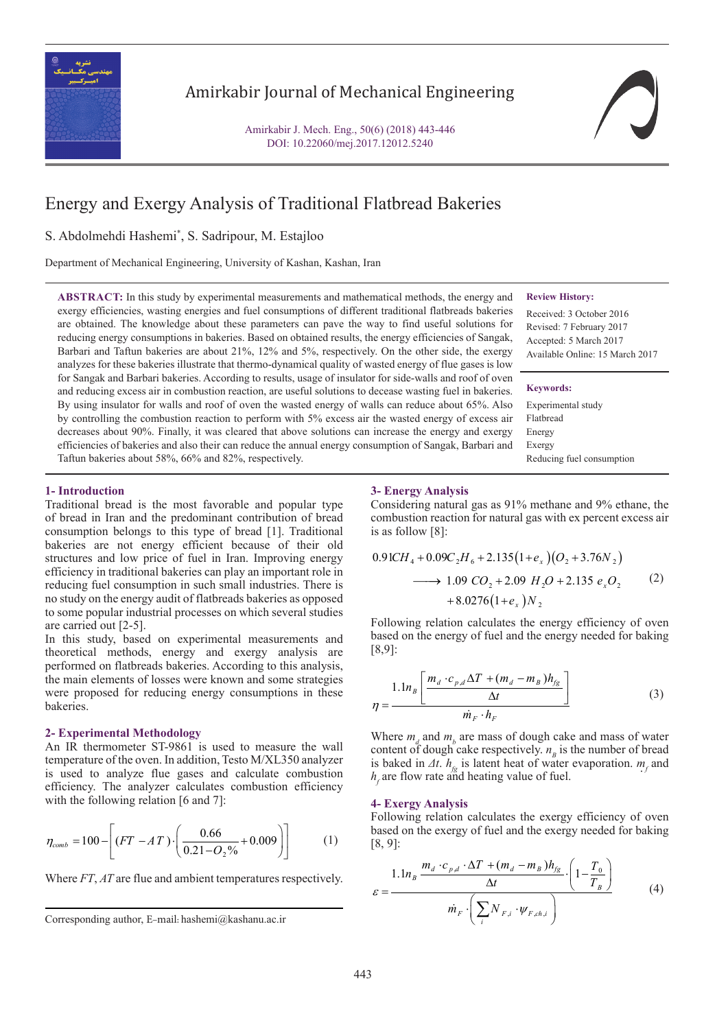# Energy and Exergy Analysis of Traditional Flatbread Bakeries

S. Abdolmehdi Hashemi*, S. Sadripour, M. Estajloo

Department of Mechanical Engineering, University of Kashan, Kashan, Iran

**ABSTRACT:** In this study by experimental measurements and mathematical methods, the energy and exergy efficiencies, wasting energies and fuel consumptions of different traditional flatbreads bakeries are obtained. The knowledge about these parameters can pave the way to find useful solutions for reducing energy consumptions in bakeries. Based on obtained results, the energy efficiencies of Sangak, Barbari and Taftun bakeries are about 21%, 12% and 5%, respectively. On the other side, the exergy analyzes for these bakeries illustrate that thermo-dynamical quality of wasted energy of flue gases is low for Sangak and Barbari bakeries. According to results, usage of insulator for side-walls and roof of oven and reducing excess air in combustion reaction, are useful solutions to decease wasting fuel in bakeries. By using insulator for walls and roof of oven the wasted energy of walls can reduce about 65%. Also by controlling the combustion reaction to perform with 5% excess air the wasted energy of excess air decreases about 90%. Finally, it was cleared that above solutions can increase the energy and exergy efficiencies of bakeries and also their can reduce the annual energy consumption of Sangak, Barbari and Taftun bakeries about 58%, 66% and 82%, respectively.

**Review History:**

Received: 3 October 2016
Revised: 7 February 2017
Accepted: 5 March 2017
Available Online: 15 March 2017

**Keywords:**

Experimental study
Flatbread
Energy
Exergy
Reducing fuel consumption

## 1- Introduction

Traditional bread is the most favorable and popular type of bread in Iran and the predominant contribution of bread consumption belongs to this type of bread [1]. Traditional bakeries are not energy efficient because of their old structures and low price of fuel in Iran. Improving energy efficiency in traditional bakeries can play an important role in reducing fuel consumption in such small industries. There is no study on the energy audit of flatbreads bakeries as opposed to some popular industrial processes on which several studies are carried out [2-5].

In this study, based on experimental measurements and theoretical methods, energy and exergy analysis are performed on flatbreads bakeries. According to this analysis, the main elements of losses were known and some strategies were proposed for reducing energy consumptions in these bakeries.

## 2- Experimental Methodology

An IR thermometer ST-9861 is used to measure the wall temperature of the oven. In addition, Testo M/XL350 analyzer is used to analyze flue gases and calculate combustion efficiency. The analyzer calculates combustion efficiency with the following relation [6 and 7]:

$$\eta_{comb} = 100 - \left[ (FT - AT) \cdot \left( \frac{0.66}{0.21 - O_2\%} + 0.009 \right) \right] \tag{1}$$

Where $FT$, $AT$ are flue and ambient temperatures respectively.

## 3- Energy Analysis

Considering natural gas as 91% methane and 9% ethane, the combustion reaction for natural gas with ex percent excess air is as follow [8]:

$$\begin{aligned} 0.91CH_4 + 0.09C_2H_6 + 2.135(1+e_x)(O_2 + 3.76N_2) \\ \longrightarrow 1.09\ CO_2 + 2.09\ H_2O + 2.135\ e_x O_2 \\ + 8.0276(1+e_x)N_2 \end{aligned} \tag{2}$$

Following relation calculates the energy efficiency of oven based on the energy of fuel and the energy needed for baking [8,9]:

$$\eta = \frac{1.1 n_B \left[ \dfrac{m_d \cdot c_{p,d} \Delta T + (m_d - m_B) h_{fg}}{\Delta t} \right]}{\dot{m}_F \cdot h_F} \tag{3}$$

Where $m_d$ and $m_b$ are mass of dough cake and mass of water content of dough cake respectively. $n_B$ is the number of bread is baked in $\Delta t$. $h_{fg}$ is latent heat of water evaporation. $\dot{m}_f$ and $h_f$ are flow rate and heating value of fuel.

## 4- Exergy Analysis

Following relation calculates the exergy efficiency of oven based on the exergy of fuel and the exergy needed for baking [8, 9]:

$$\varepsilon = \frac{1.1 n_B \dfrac{m_d \cdot c_{p,d} \cdot \Delta T + (m_d - m_B) h_{fg}}{\Delta t} \cdot \left( 1 - \dfrac{T_0}{T_B} \right)}{\dot{m}_F \cdot \left( \sum_i N_{F,i} \cdot \psi_{F,ch,i} \right)} \tag{4}$$

Corresponding author, E-mail: hashemi@kashanu.ac.ir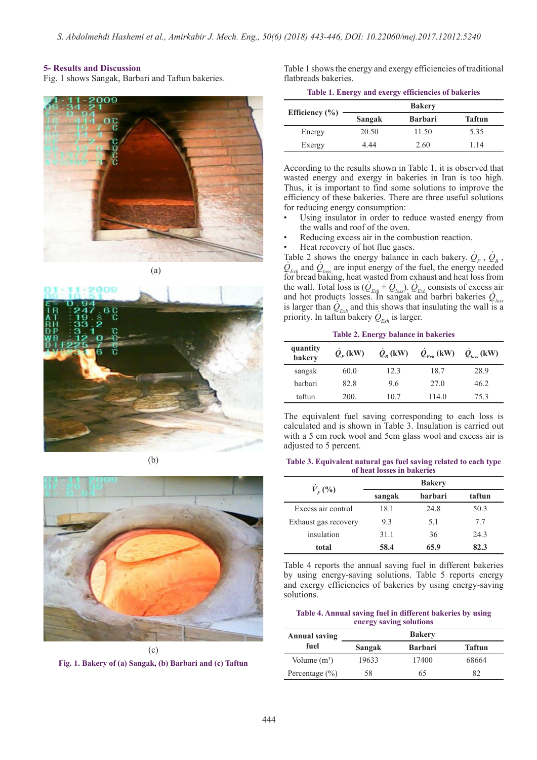## 5- Results and Discussion

Fig. 1 shows Sangak, Barbari and Taftun bakeries.

(a)

(b)

(c)

Fig. 1. Bakery of (a) Sangak, (b) Barbari and (c) Taftun

Table 1 shows the energy and exergy efficiencies of traditional flatbreads bakeries.

**Table 1. Energy and exergy efficiencies of bakeries**

| Efficiency (%) | Bakery | | |
|---|---|---|---|
| | Sangak | Barbari | Taftun |
| Energy | 20.50 | 11.50 | 5.35 |
| Exergy | 4.44 | 2.60 | 1.14 |

According to the results shown in Table 1, it is observed that wasted energy and exergy in bakeries in Iran is too high. Thus, it is important to find some solutions to improve the efficiency of these bakeries. There are three useful solutions for reducing energy consumption:

- Using insulator in order to reduce wasted energy from the walls and roof of the oven.
- Reducing excess air in the combustion reaction.
- Heat recovery of hot flue gases.

Table 2 shows the energy balance in each bakery. $\dot{Q}_F$ , $\dot{Q}_B$ , $\dot{Q}_{Exh}$ and $\dot{Q}_{loss}$ are input energy of the fuel, the energy needed for bread baking, heat wasted from exhaust and heat loss from the wall. Total loss is ($\dot{Q}_{Exh} + \dot{Q}_{loss}$). $\dot{Q}_{Exh}$ consists of excess air and hot products losses. In sangak and barbri bakeries $\dot{Q}_{loss}$ is larger than $\dot{Q}_{Exh}$ and this shows that insulating the wall is a priority. In taftun bakery $\dot{Q}_{Exh}$ is larger.

**Table 2. Energy balance in bakeries**

| quantity bakery | $\dot{Q}_F$ (kW) | $\dot{Q}_B$ (kW) | $\dot{Q}_{Exh}$ (kW) | $\dot{Q}_{loss}$ (kW) |
|---|---|---|---|---|
| sangak | 60.0 | 12.3 | 18.7 | 28.9 |
| barbari | 82.8 | 9.6 | 27.0 | 46.2 |
| taftun | 200. | 10.7 | 114.0 | 75.3 |

The equivalent fuel saving corresponding to each loss is calculated and is shown in Table 3. Insulation is carried out with a 5 cm rock wool and 5cm glass wool and excess air is adjusted to 5 percent.

**Table 3. Equivalent natural gas fuel saving related to each type of heat losses in bakeries**

| $\dot{V}_F$ (%) | Bakery | | |
|---|---|---|---|
| | sangak | barbari | taftun |
| Excess air control | 18.1 | 24.8 | 50.3 |
| Exhaust gas recovery | 9.3 | 5.1 | 7.7 |
| insulation | 31.1 | 36 | 24.3 |
| **total** | **58.4** | **65.9** | **82.3** |

Table 4 reports the annual saving fuel in different bakeries by using energy-saving solutions. Table 5 reports energy and exergy efficiencies of bakeries by using energy-saving solutions.

**Table 4. Annual saving fuel in different bakeries by using energy saving solutions**

| Annual saving fuel | Bakery | | |
|---|---|---|---|
| | Sangak | Barbari | Taftun |
| Volume (m$^3$) | 19633 | 17400 | 68664 |
| Percentage (%) | 58 | 65 | 82 |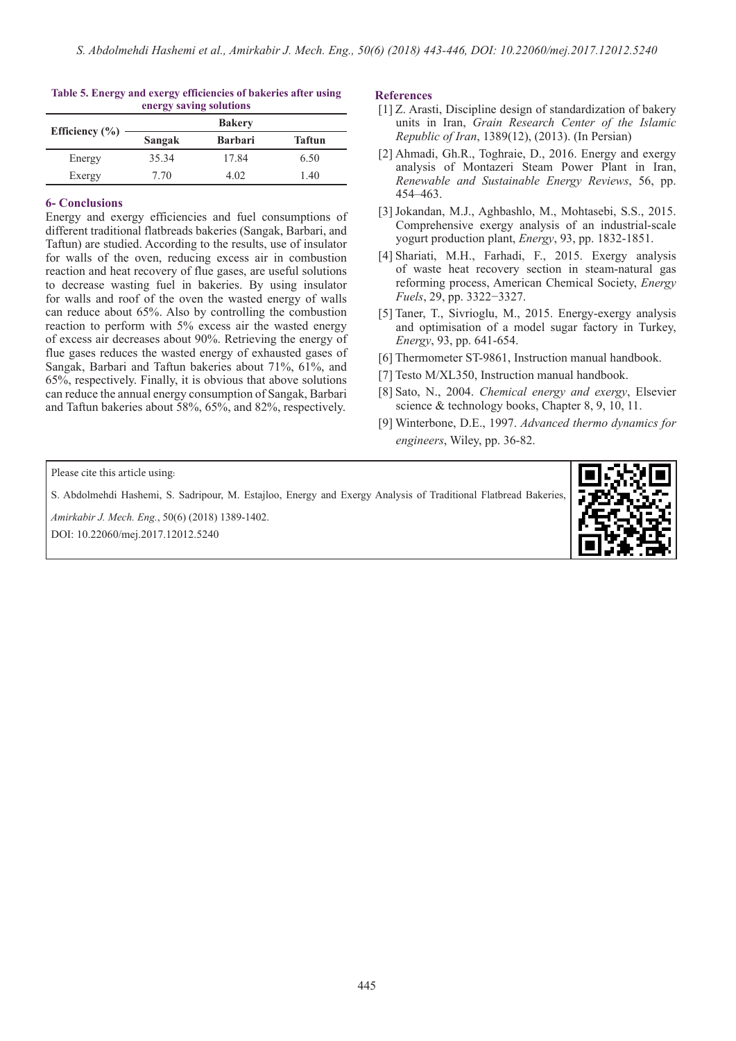Table 5. Energy and exergy efficiencies of bakeries after using energy saving solutions

| Efficiency (%) | Bakery | | |
|---|---|---|---|
| | Sangak | Barbari | Taftun |
| Energy | 35.34 | 17.84 | 6.50 |
| Exergy | 7.70 | 4.02 | 1.40 |

## 6- Conclusions

Energy and exergy efficiencies and fuel consumptions of different traditional flatbreads bakeries (Sangak, Barbari, and Taftun) are studied. According to the results, use of insulator for walls of the oven, reducing excess air in combustion reaction and heat recovery of flue gases, are useful solutions to decrease wasting fuel in bakeries. By using insulator for walls and roof of the oven the wasted energy of walls can reduce about 65%. Also by controlling the combustion reaction to perform with 5% excess air the wasted energy of excess air decreases about 90%. Retrieving the energy of flue gases reduces the wasted energy of exhausted gases of Sangak, Barbari and Taftun bakeries about 71%, 61%, and 65%, respectively. Finally, it is obvious that above solutions can reduce the annual energy consumption of Sangak, Barbari and Taftun bakeries about 58%, 65%, and 82%, respectively.

## References

[1] Z. Arasti, Discipline design of standardization of bakery units in Iran, *Grain Research Center of the Islamic Republic of Iran*, 1389(12), (2013). (In Persian)

[2] Ahmadi, Gh.R., Toghraie, D., 2016. Energy and exergy analysis of Montazeri Steam Power Plant in Iran, *Renewable and Sustainable Energy Reviews*, 56, pp. 454–463.

[3] Jokandan, M.J., Aghbashlo, M., Mohtasebi, S.S., 2015. Comprehensive exergy analysis of an industrial-scale yogurt production plant, *Energy*, 93, pp. 1832-1851.

[4] Shariati, M.H., Farhadi, F., 2015. Exergy analysis of waste heat recovery section in steam-natural gas reforming process, American Chemical Society, *Energy Fuels*, 29, pp. 3322−3327.

[5] Taner, T., Sivrioglu, M., 2015. Energy-exergy analysis and optimisation of a model sugar factory in Turkey, *Energy*, 93, pp. 641-654.

[6] Thermometer ST-9861, Instruction manual handbook.

[7] Testo M/XL350, Instruction manual handbook.

[8] Sato, N., 2004. *Chemical energy and exergy*, Elsevier science & technology books, Chapter 8, 9, 10, 11.

[9] Winterbone, D.E., 1997. *Advanced thermo dynamics for engineers*, Wiley, pp. 36-82.

Please cite this article using:

S. Abdolmehdi Hashemi, S. Sadripour, M. Estajloo, Energy and Exergy Analysis of Traditional Flatbread Bakeries, *Amirkabir J. Mech. Eng.*, 50(6) (2018) 1389-1402.

DOI: 10.22060/mej.2017.12012.5240